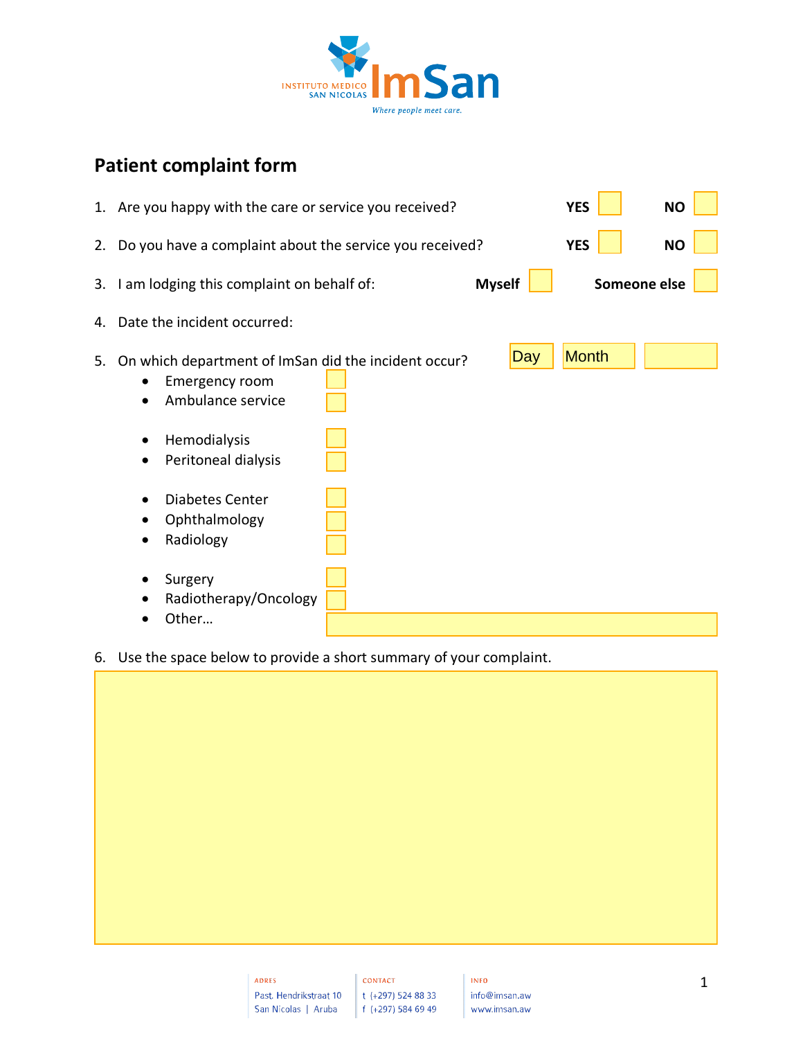INSTITUTO MEDICO SAN NICOLAS **ImSan**

*Where people meet care.*

## Patient complaint form

1. Are you happy with the care or service you received? **YES** ☐ **NO** ☐
2. Do you have a complaint about the service you received? **YES** ☐ **NO** ☐
3. I am lodging this complaint on behalf of: **Myself** ☐ **Someone else** ☐
4. Date the incident occurred: Day ☐ Month ☐ ☐
5. On which department of ImSan did the incident occur?
   - Emergency room ☐
   - Ambulance service ☐
   - Hemodialysis ☐
   - Peritoneal dialysis ☐
   - Diabetes Center ☐
   - Ophthalmology ☐
   - Radiology ☐
   - Surgery ☐
   - Radiotherapy/Oncology ☐
   - Other… ____________________
6. Use the space below to provide a short summary of your complaint.

ADRES
Past. Hendrikstraat 10
San Nicolas | Aruba

CONTACT
t (+297) 524 88 33
f (+297) 584 69 49

INFO
info@imsan.aw
www.imsan.aw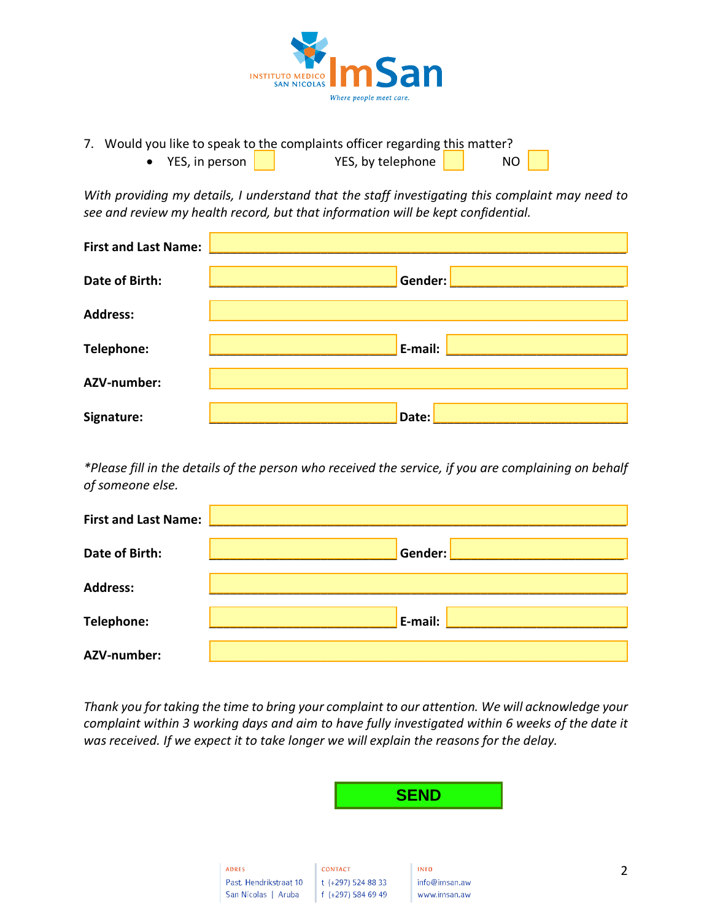7. Would you like to speak to the complaints officer regarding this matter?
   - YES, in person ☐ YES, by telephone ☐ NO ☐

*With providing my details, I understand that the staff investigating this complaint may need to see and review my health record, but that information will be kept confidential.*

**First and Last Name:** ______________________________

**Date of Birth:** ______________ **Gender:** ______________

**Address:** ______________________________

**Telephone:** ______________ **E-mail:** ______________

**AZV-number:** ______________________________

**Signature:** ______________ **Date:** ______________

*\*Please fill in the details of the person who received the service, if you are complaining on behalf of someone else.*

**First and Last Name:** ______________________________

**Date of Birth:** ______________ **Gender:** ______________

**Address:** ______________________________

**Telephone:** ______________ **E-mail:** ______________

**AZV-number:** ______________________________

*Thank you for taking the time to bring your complaint to our attention. We will acknowledge your complaint within 3 working days and aim to have fully investigated within 6 weeks of the date it was received. If we expect it to take longer we will explain the reasons for the delay.*

**SEND**